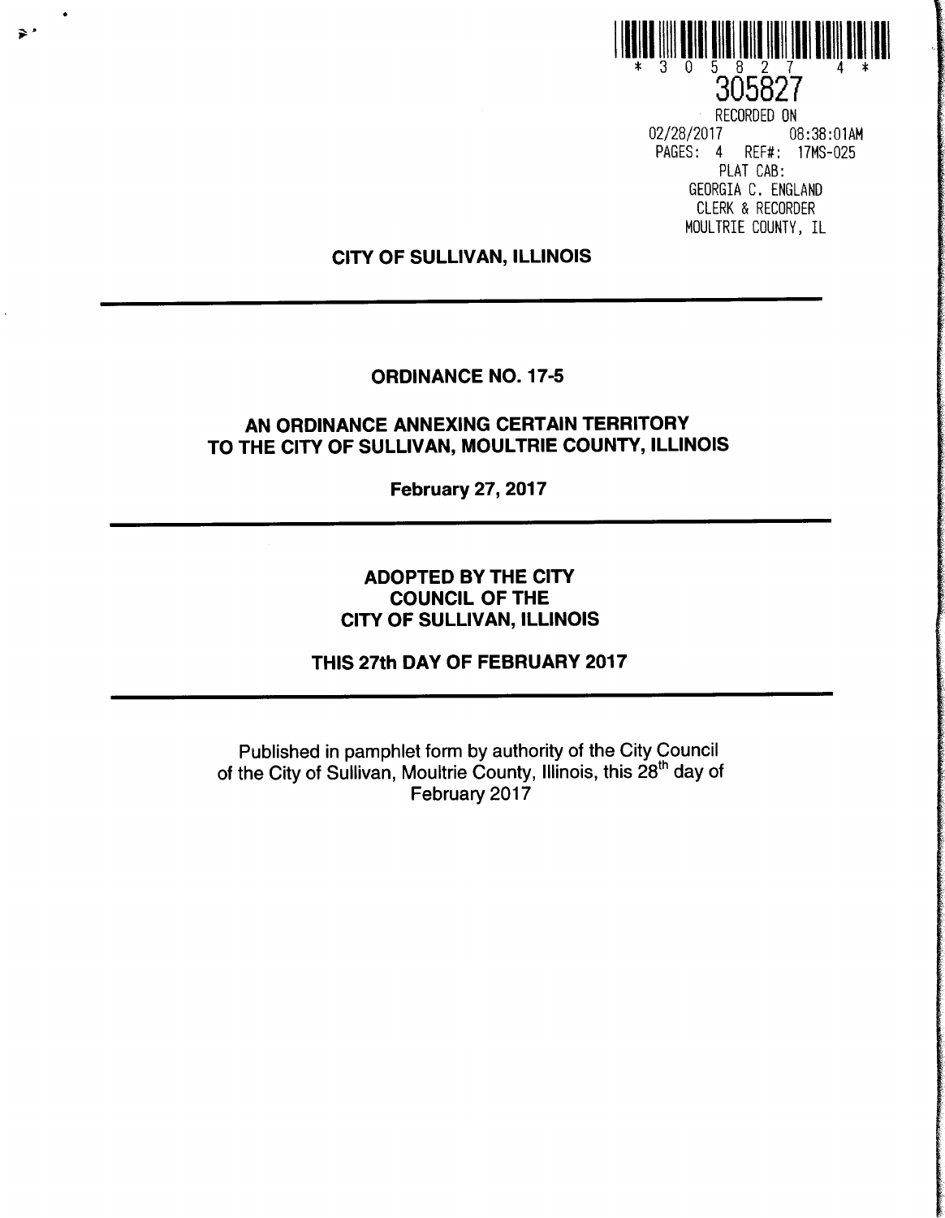\* 3 0 5 8 2 7 4 \*

305827

RECORDED ON
02/28/2017 08:38:01AM
PAGES: 4 REF#: 17MS-025
PLAT CAB:
GEORGIA C. ENGLAND
CLERK & RECORDER
MOULTRIE COUNTY, IL

**CITY OF SULLIVAN, ILLINOIS**

---

**ORDINANCE NO. 17-5**

**AN ORDINANCE ANNEXING CERTAIN TERRITORY TO THE CITY OF SULLIVAN, MOULTRIE COUNTY, ILLINOIS**

**February 27, 2017**

---

**ADOPTED BY THE CITY COUNCIL OF THE CITY OF SULLIVAN, ILLINOIS**

**THIS 27th DAY OF FEBRUARY 2017**

---

Published in pamphlet form by authority of the City Council of the City of Sullivan, Moultrie County, Illinois, this 28th day of February 2017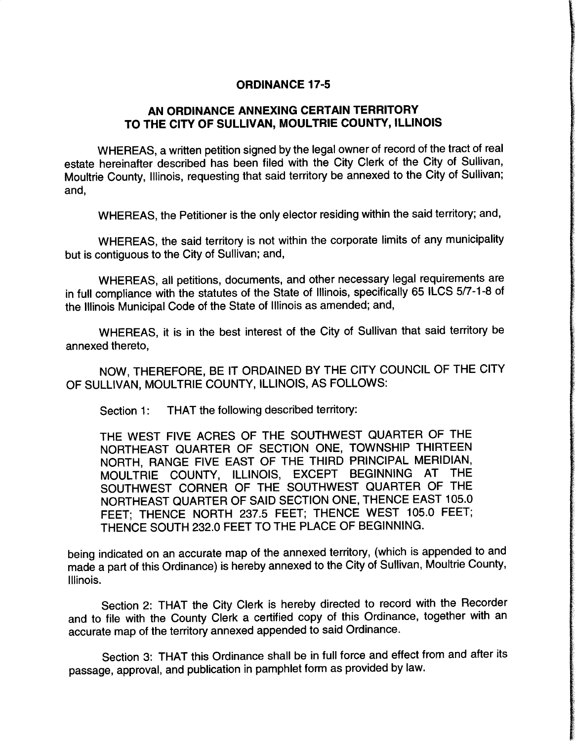# ORDINANCE 17-5

## AN ORDINANCE ANNEXING CERTAIN TERRITORY TO THE CITY OF SULLIVAN, MOULTRIE COUNTY, ILLINOIS

WHEREAS, a written petition signed by the legal owner of record of the tract of real estate hereinafter described has been filed with the City Clerk of the City of Sullivan, Moultrie County, Illinois, requesting that said territory be annexed to the City of Sullivan; and,

WHEREAS, the Petitioner is the only elector residing within the said territory; and,

WHEREAS, the said territory is not within the corporate limits of any municipality but is contiguous to the City of Sullivan; and,

WHEREAS, all petitions, documents, and other necessary legal requirements are in full compliance with the statutes of the State of Illinois, specifically 65 ILCS 5/7-1-8 of the Illinois Municipal Code of the State of Illinois as amended; and,

WHEREAS, it is in the best interest of the City of Sullivan that said territory be annexed thereto,

NOW, THEREFORE, BE IT ORDAINED BY THE CITY COUNCIL OF THE CITY OF SULLIVAN, MOULTRIE COUNTY, ILLINOIS, AS FOLLOWS:

Section 1: THAT the following described territory:

THE WEST FIVE ACRES OF THE SOUTHWEST QUARTER OF THE NORTHEAST QUARTER OF SECTION ONE, TOWNSHIP THIRTEEN NORTH, RANGE FIVE EAST OF THE THIRD PRINCIPAL MERIDIAN, MOULTRIE COUNTY, ILLINOIS, EXCEPT BEGINNING AT THE SOUTHWEST CORNER OF THE SOUTHWEST QUARTER OF THE NORTHEAST QUARTER OF SAID SECTION ONE, THENCE EAST 105.0 FEET; THENCE NORTH 237.5 FEET; THENCE WEST 105.0 FEET; THENCE SOUTH 232.0 FEET TO THE PLACE OF BEGINNING.

being indicated on an accurate map of the annexed territory, (which is appended to and made a part of this Ordinance) is hereby annexed to the City of Sullivan, Moultrie County, Illinois.

Section 2: THAT the City Clerk is hereby directed to record with the Recorder and to file with the County Clerk a certified copy of this Ordinance, together with an accurate map of the territory annexed appended to said Ordinance.

Section 3: THAT this Ordinance shall be in full force and effect from and after its passage, approval, and publication in pamphlet form as provided by law.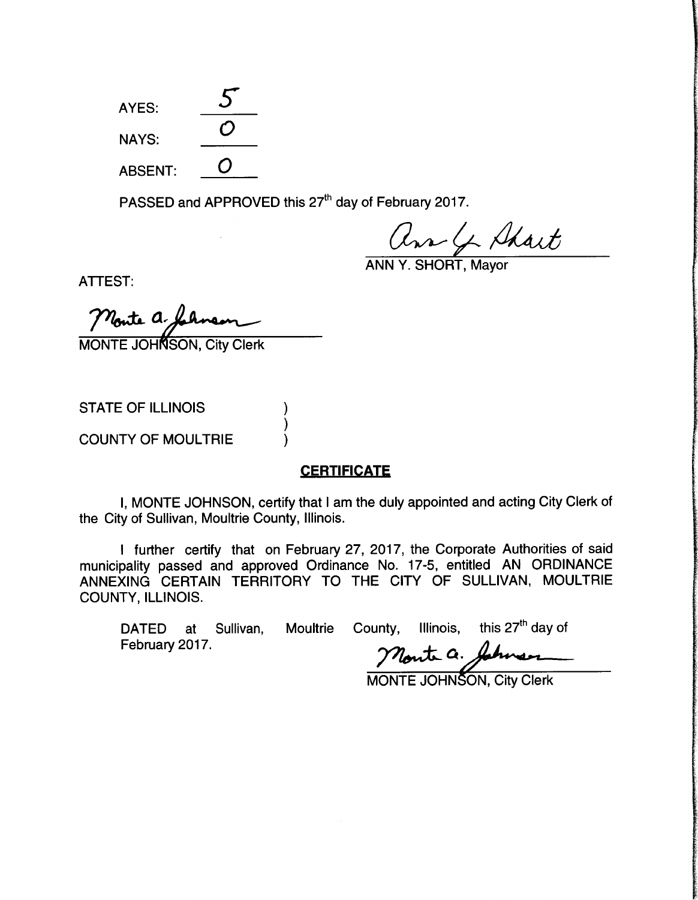AYES: 5

NAYS: 0

ABSENT: 0

PASSED and APPROVED this 27th day of February 2017.

ANN Y. SHORT, Mayor

ATTEST:

MONTE JOHNSON, City Clerk

STATE OF ILLINOIS )
)
COUNTY OF MOULTRIE )

## CERTIFICATE

I, MONTE JOHNSON, certify that I am the duly appointed and acting City Clerk of the City of Sullivan, Moultrie County, Illinois.

I further certify that on February 27, 2017, the Corporate Authorities of said municipality passed and approved Ordinance No. 17-5, entitled AN ORDINANCE ANNEXING CERTAIN TERRITORY TO THE CITY OF SULLIVAN, MOULTRIE COUNTY, ILLINOIS.

DATED at Sullivan, Moultrie County, Illinois, this 27th day of February 2017.

MONTE JOHNSON, City Clerk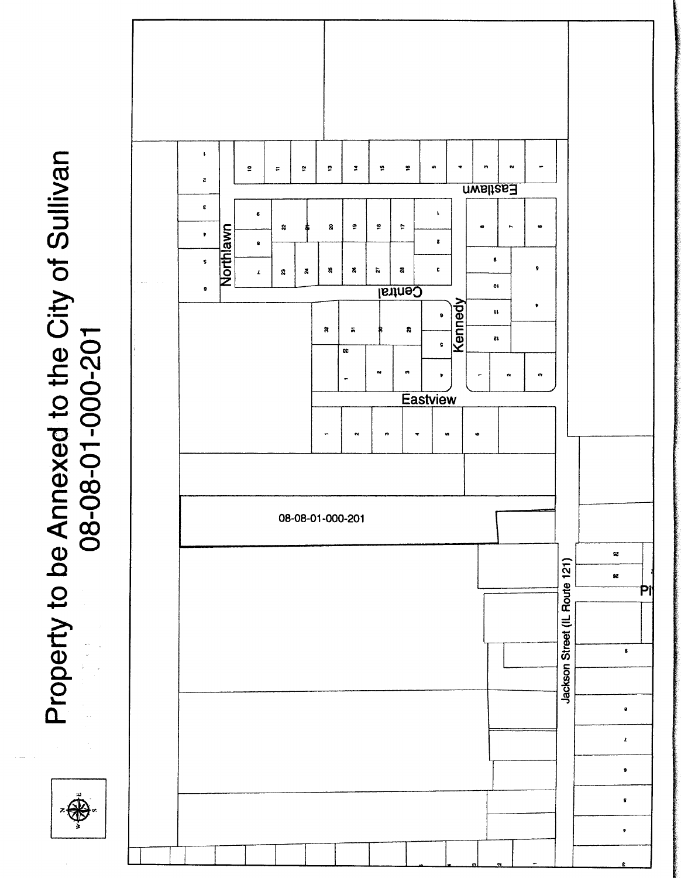# Property to be Annexed to the City of Sullivan
## 08-08-01-000-201

08-08-01-000-201

Northlawn

Eastlawn

Central

Kennedy

Eastview

Jackson Street (IL Route 121)